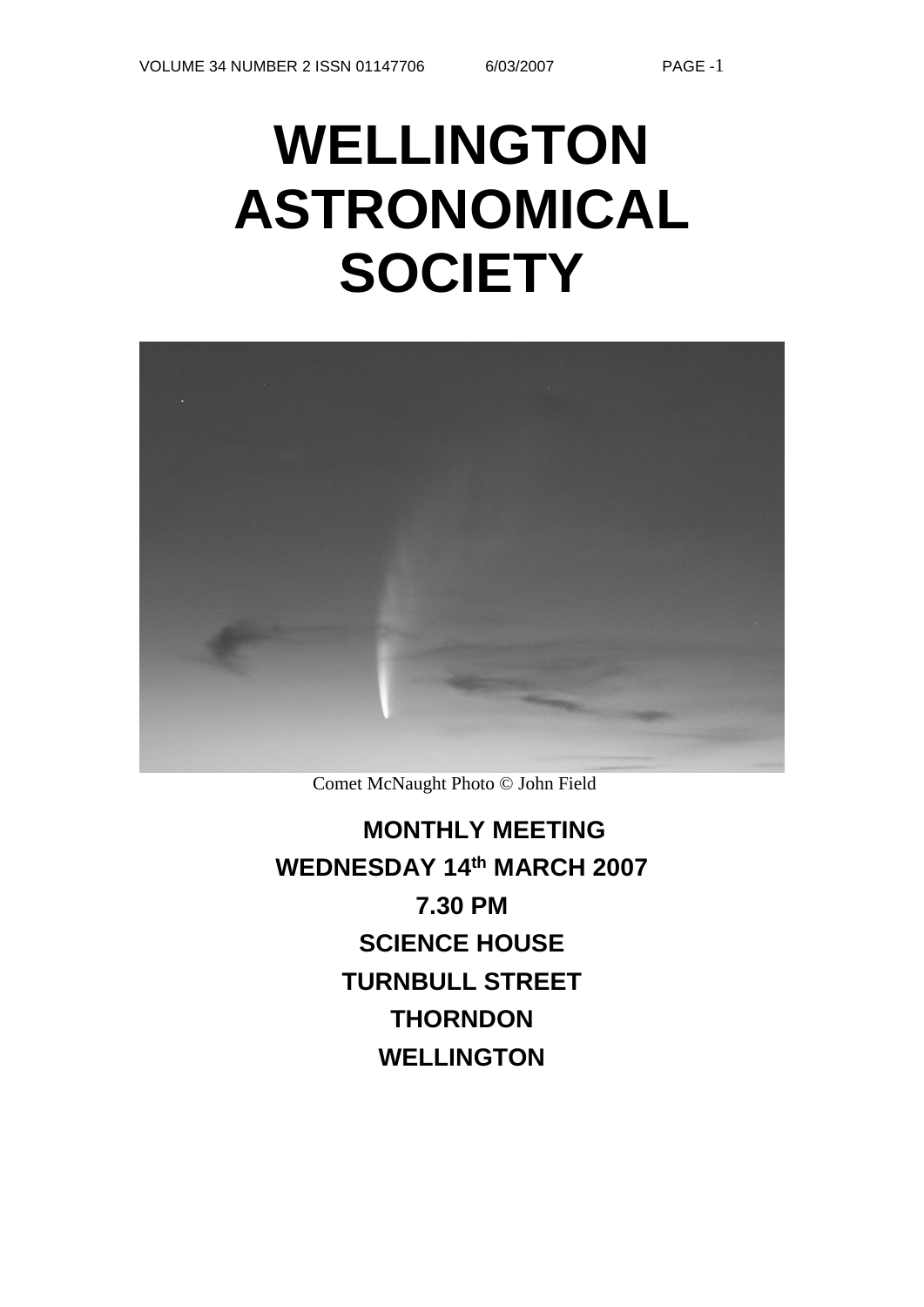# WELLINGTON ASTRONOMICAL SOCIETY

Comet McNaught Photo © John Field

**MONTHLY MEETING**

**WEDNESDAY 14th MARCH 2007**

**7.30 PM**

**SCIENCE HOUSE**

**TURNBULL STREET**

**THORNDON**

**WELLINGTON**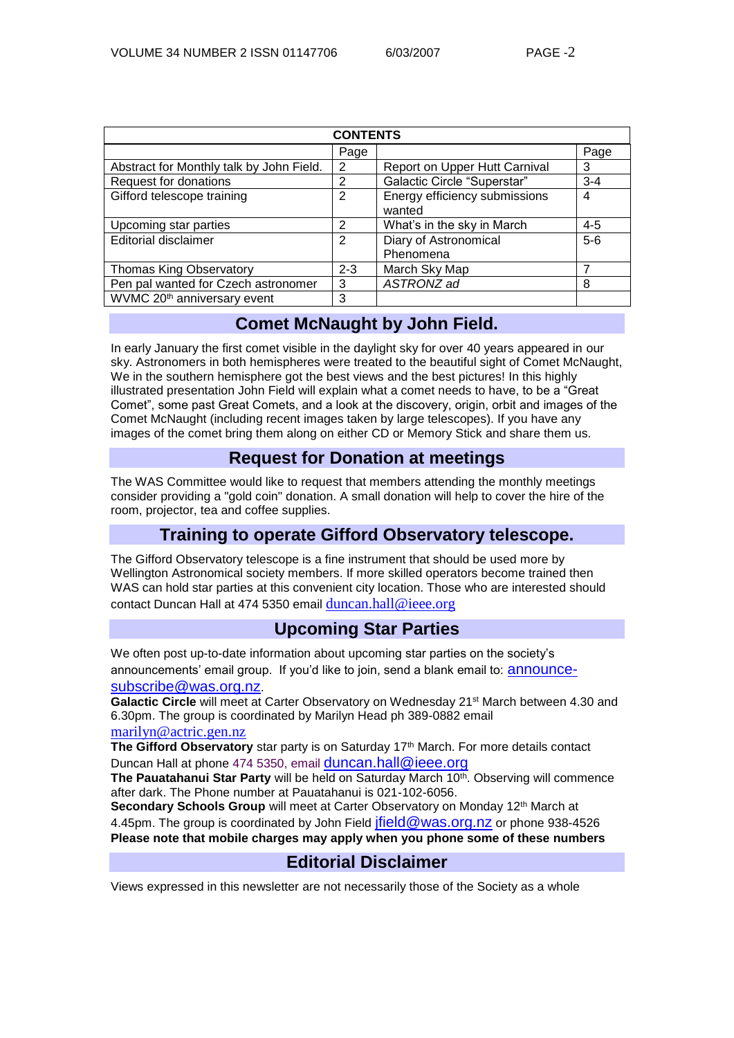| CONTENTS | | | |
|---|---|---|---|
| | Page | | Page |
| Abstract for Monthly talk by John Field. | 2 | Report on Upper Hutt Carnival | 3 |
| Request for donations | 2 | Galactic Circle "Superstar" | 3-4 |
| Gifford telescope training | 2 | Energy efficiency submissions wanted | 4 |
| Upcoming star parties | 2 | What's in the sky in March | 4-5 |
| Editorial disclaimer | 2 | Diary of Astronomical Phenomena | 5-6 |
| Thomas King Observatory | 2-3 | March Sky Map | 7 |
| Pen pal wanted for Czech astronomer | 3 | *ASTRONZ ad* | 8 |
| WVMC 20th anniversary event | 3 | | |

## Comet McNaught by John Field.

In early January the first comet visible in the daylight sky for over 40 years appeared in our sky. Astronomers in both hemispheres were treated to the beautiful sight of Comet McNaught, We in the southern hemisphere got the best views and the best pictures! In this highly illustrated presentation John Field will explain what a comet needs to have, to be a "Great Comet", some past Great Comets, and a look at the discovery, origin, orbit and images of the Comet McNaught (including recent images taken by large telescopes). If you have any images of the comet bring them along on either CD or Memory Stick and share them us.

## Request for Donation at meetings

The WAS Committee would like to request that members attending the monthly meetings consider providing a "gold coin" donation. A small donation will help to cover the hire of the room, projector, tea and coffee supplies.

## Training to operate Gifford Observatory telescope.

The Gifford Observatory telescope is a fine instrument that should be used more by Wellington Astronomical society members. If more skilled operators become trained then WAS can hold star parties at this convenient city location. Those who are interested should contact Duncan Hall at 474 5350 email duncan.hall@ieee.org

## Upcoming Star Parties

We often post up-to-date information about upcoming star parties on the society's announcements' email group. If you'd like to join, send a blank email to: announce-subscribe@was.org.nz.

**Galactic Circle** will meet at Carter Observatory on Wednesday 21st March between 4.30 and 6.30pm. The group is coordinated by Marilyn Head ph 389-0882 email marilyn@actric.gen.nz

**The Gifford Observatory** star party is on Saturday 17th March. For more details contact Duncan Hall at phone 474 5350, email duncan.hall@ieee.org

**The Pauatahanui Star Party** will be held on Saturday March 10th. Observing will commence after dark. The Phone number at Pauatahanui is 021-102-6056.

**Secondary Schools Group** will meet at Carter Observatory on Monday 12th March at 4.45pm. The group is coordinated by John Field jfield@was.org.nz or phone 938-4526

**Please note that mobile charges may apply when you phone some of these numbers**

## Editorial Disclaimer

Views expressed in this newsletter are not necessarily those of the Society as a whole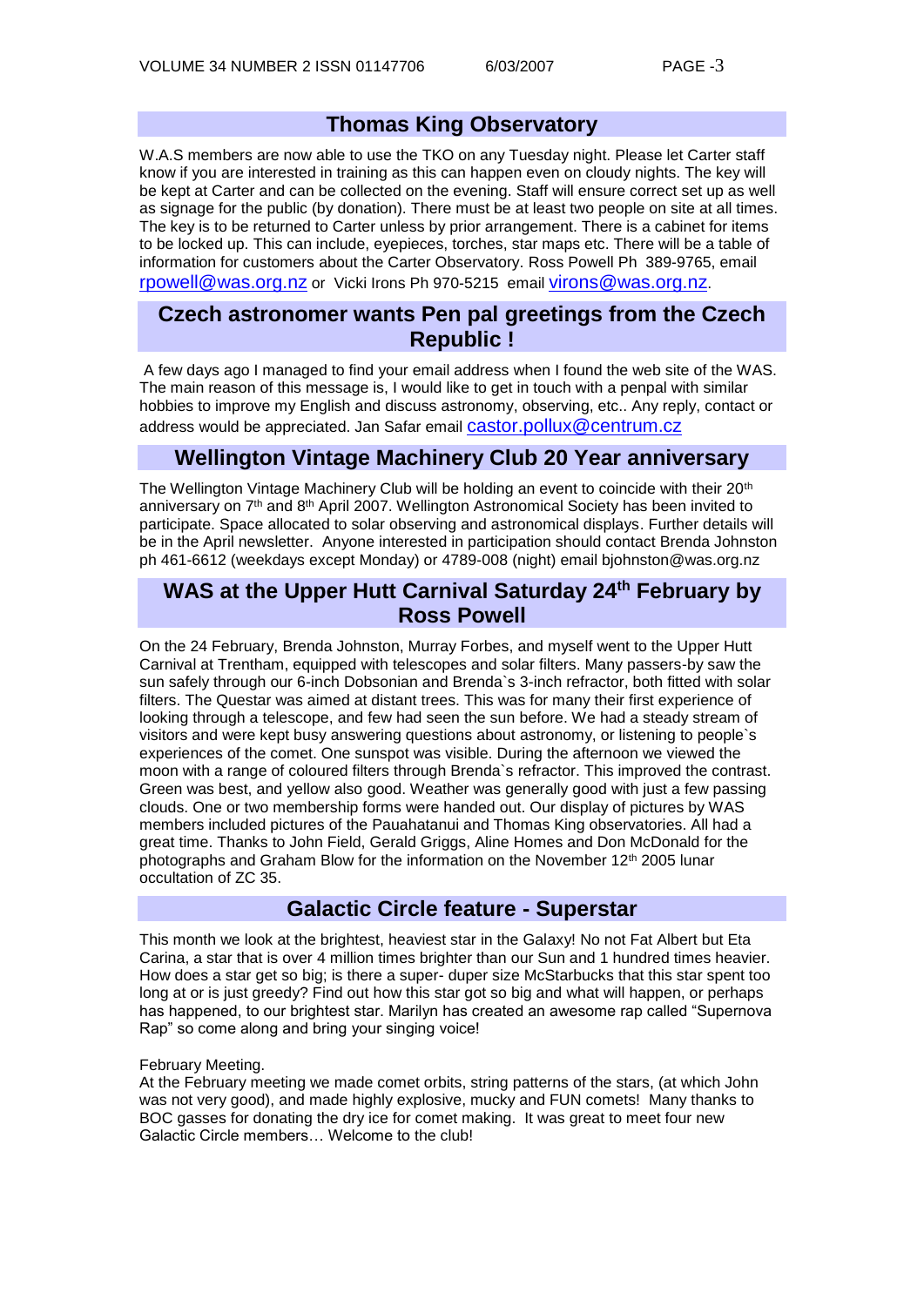## Thomas King Observatory

W.A.S members are now able to use the TKO on any Tuesday night. Please let Carter staff know if you are interested in training as this can happen even on cloudy nights. The key will be kept at Carter and can be collected on the evening. Staff will ensure correct set up as well as signage for the public (by donation). There must be at least two people on site at all times. The key is to be returned to Carter unless by prior arrangement. There is a cabinet for items to be locked up. This can include, eyepieces, torches, star maps etc. There will be a table of information for customers about the Carter Observatory. Ross Powell Ph 389-9765, email rpowell@was.org.nz or Vicki Irons Ph 970-5215 email virons@was.org.nz.

## Czech astronomer wants Pen pal greetings from the Czech Republic !

A few days ago I managed to find your email address when I found the web site of the WAS. The main reason of this message is, I would like to get in touch with a penpal with similar hobbies to improve my English and discuss astronomy, observing, etc.. Any reply, contact or address would be appreciated. Jan Safar email castor.pollux@centrum.cz

## Wellington Vintage Machinery Club 20 Year anniversary

The Wellington Vintage Machinery Club will be holding an event to coincide with their 20th anniversary on 7th and 8th April 2007. Wellington Astronomical Society has been invited to participate. Space allocated to solar observing and astronomical displays. Further details will be in the April newsletter. Anyone interested in participation should contact Brenda Johnston ph 461-6612 (weekdays except Monday) or 4789-008 (night) email bjohnston@was.org.nz

## WAS at the Upper Hutt Carnival Saturday 24th February by Ross Powell

On the 24 February, Brenda Johnston, Murray Forbes, and myself went to the Upper Hutt Carnival at Trentham, equipped with telescopes and solar filters. Many passers-by saw the sun safely through our 6-inch Dobsonian and Brenda`s 3-inch refractor, both fitted with solar filters. The Questar was aimed at distant trees. This was for many their first experience of looking through a telescope, and few had seen the sun before. We had a steady stream of visitors and were kept busy answering questions about astronomy, or listening to people`s experiences of the comet. One sunspot was visible. During the afternoon we viewed the moon with a range of coloured filters through Brenda`s refractor. This improved the contrast. Green was best, and yellow also good. Weather was generally good with just a few passing clouds. One or two membership forms were handed out. Our display of pictures by WAS members included pictures of the Pauahatanui and Thomas King observatories. All had a great time. Thanks to John Field, Gerald Griggs, Aline Homes and Don McDonald for the photographs and Graham Blow for the information on the November 12th 2005 lunar occultation of ZC 35.

## Galactic Circle feature - Superstar

This month we look at the brightest, heaviest star in the Galaxy! No not Fat Albert but Eta Carina, a star that is over 4 million times brighter than our Sun and 1 hundred times heavier. How does a star get so big; is there a super- duper size McStarbucks that this star spent too long at or is just greedy? Find out how this star got so big and what will happen, or perhaps has happened, to our brightest star. Marilyn has created an awesome rap called "Supernova Rap" so come along and bring your singing voice!

February Meeting.

At the February meeting we made comet orbits, string patterns of the stars, (at which John was not very good), and made highly explosive, mucky and FUN comets! Many thanks to BOC gasses for donating the dry ice for comet making. It was great to meet four new Galactic Circle members… Welcome to the club!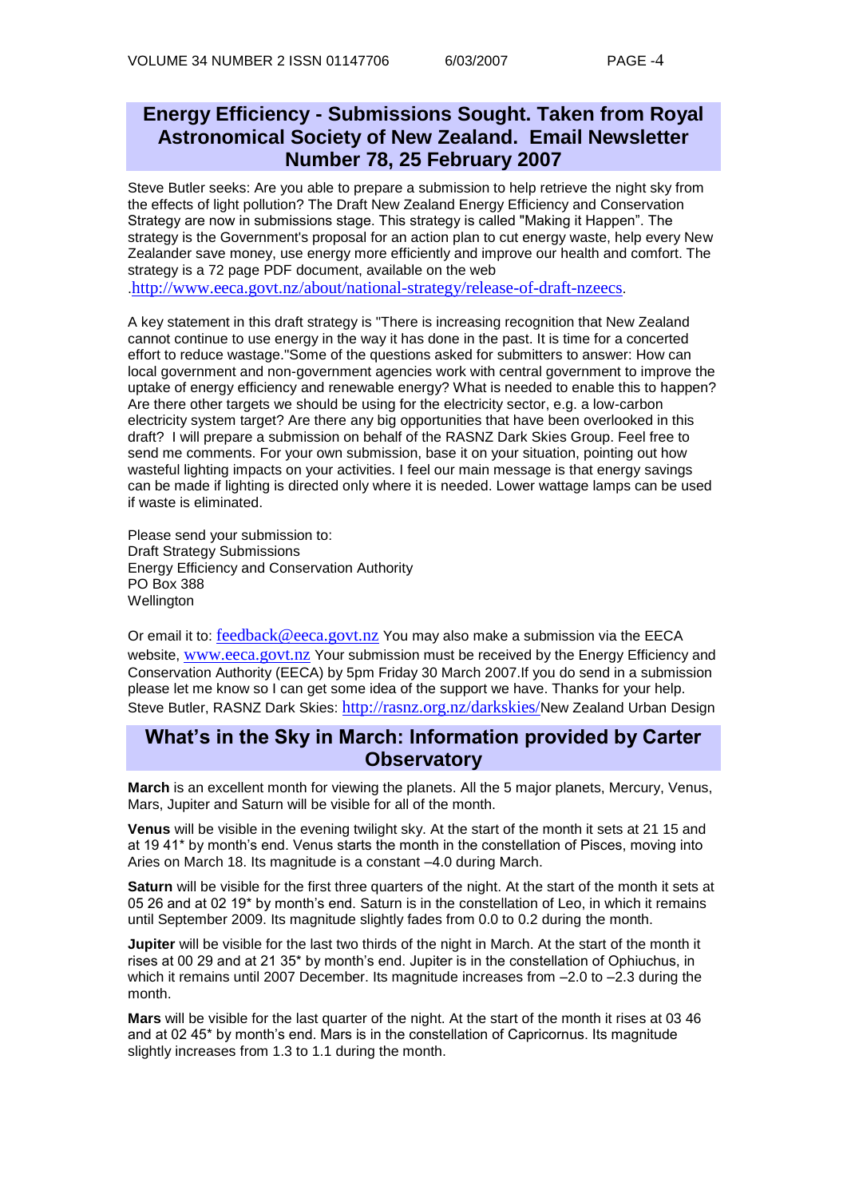## Energy Efficiency - Submissions Sought. Taken from Royal Astronomical Society of New Zealand. Email Newsletter Number 78, 25 February 2007

Steve Butler seeks: Are you able to prepare a submission to help retrieve the night sky from the effects of light pollution? The Draft New Zealand Energy Efficiency and Conservation Strategy are now in submissions stage. This strategy is called "Making it Happen". The strategy is the Government's proposal for an action plan to cut energy waste, help every New Zealander save money, use energy more efficiently and improve our health and comfort. The strategy is a 72 page PDF document, available on the web .http://www.eeca.govt.nz/about/national-strategy/release-of-draft-nzeecs.

A key statement in this draft strategy is "There is increasing recognition that New Zealand cannot continue to use energy in the way it has done in the past. It is time for a concerted effort to reduce wastage."Some of the questions asked for submitters to answer: How can local government and non-government agencies work with central government to improve the uptake of energy efficiency and renewable energy? What is needed to enable this to happen? Are there other targets we should be using for the electricity sector, e.g. a low-carbon electricity system target? Are there any big opportunities that have been overlooked in this draft? I will prepare a submission on behalf of the RASNZ Dark Skies Group. Feel free to send me comments. For your own submission, base it on your situation, pointing out how wasteful lighting impacts on your activities. I feel our main message is that energy savings can be made if lighting is directed only where it is needed. Lower wattage lamps can be used if waste is eliminated.

Please send your submission to:
Draft Strategy Submissions
Energy Efficiency and Conservation Authority
PO Box 388
Wellington

Or email it to: feedback@eeca.govt.nz You may also make a submission via the EECA website, www.eeca.govt.nz Your submission must be received by the Energy Efficiency and Conservation Authority (EECA) by 5pm Friday 30 March 2007.If you do send in a submission please let me know so I can get some idea of the support we have. Thanks for your help. Steve Butler, RASNZ Dark Skies: http://rasnz.org.nz/darkskies/New Zealand Urban Design

## What's in the Sky in March: Information provided by Carter Observatory

**March** is an excellent month for viewing the planets. All the 5 major planets, Mercury, Venus, Mars, Jupiter and Saturn will be visible for all of the month.

**Venus** will be visible in the evening twilight sky. At the start of the month it sets at 21 15 and at 19 41* by month's end. Venus starts the month in the constellation of Pisces, moving into Aries on March 18. Its magnitude is a constant –4.0 during March.

**Saturn** will be visible for the first three quarters of the night. At the start of the month it sets at 05 26 and at 02 19* by month's end. Saturn is in the constellation of Leo, in which it remains until September 2009. Its magnitude slightly fades from 0.0 to 0.2 during the month.

**Jupiter** will be visible for the last two thirds of the night in March. At the start of the month it rises at 00 29 and at 21 35* by month's end. Jupiter is in the constellation of Ophiuchus, in which it remains until 2007 December. Its magnitude increases from –2.0 to –2.3 during the month.

**Mars** will be visible for the last quarter of the night. At the start of the month it rises at 03 46 and at 02 45* by month's end. Mars is in the constellation of Capricornus. Its magnitude slightly increases from 1.3 to 1.1 during the month.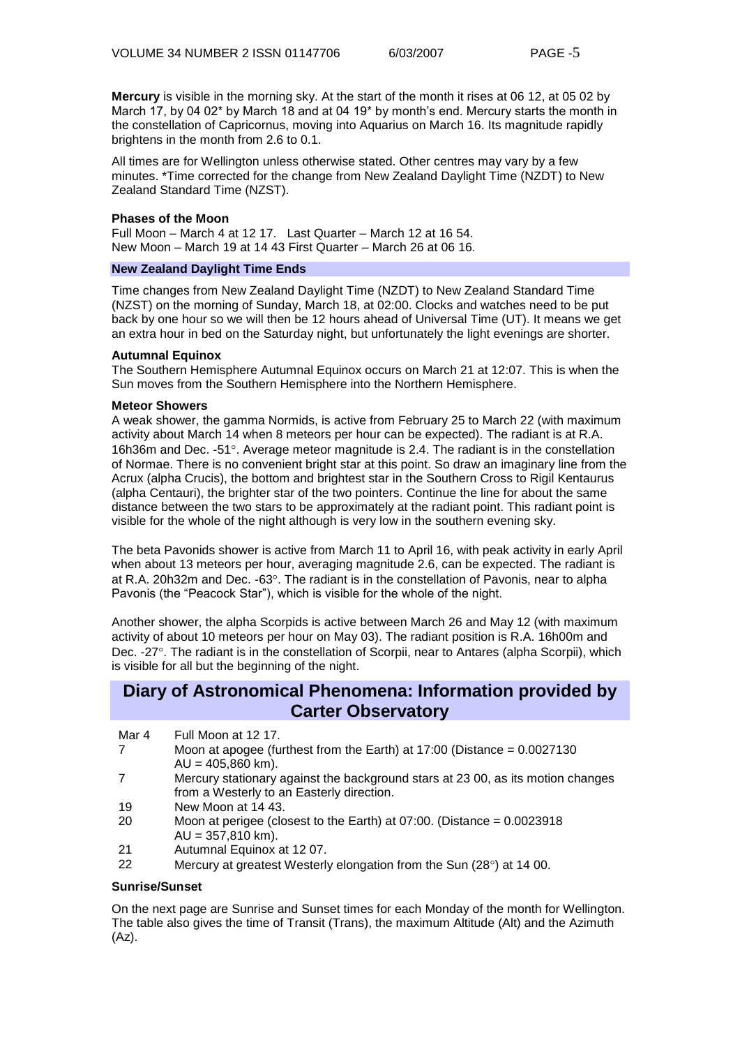**Mercury** is visible in the morning sky. At the start of the month it rises at 06 12, at 05 02 by March 17, by 04 02* by March 18 and at 04 19* by month's end. Mercury starts the month in the constellation of Capricornus, moving into Aquarius on March 16. Its magnitude rapidly brightens in the month from 2.6 to 0.1.

All times are for Wellington unless otherwise stated. Other centres may vary by a few minutes. *Time corrected for the change from New Zealand Daylight Time (NZDT) to New Zealand Standard Time (NZST).

**Phases of the Moon**

Full Moon – March 4 at 12 17. Last Quarter – March 12 at 16 54.
New Moon – March 19 at 14 43 First Quarter – March 26 at 06 16.

### New Zealand Daylight Time Ends

Time changes from New Zealand Daylight Time (NZDT) to New Zealand Standard Time (NZST) on the morning of Sunday, March 18, at 02:00. Clocks and watches need to be put back by one hour so we will then be 12 hours ahead of Universal Time (UT). It means we get an extra hour in bed on the Saturday night, but unfortunately the light evenings are shorter.

**Autumnal Equinox**

The Southern Hemisphere Autumnal Equinox occurs on March 21 at 12:07. This is when the Sun moves from the Southern Hemisphere into the Northern Hemisphere.

**Meteor Showers**

A weak shower, the gamma Normids, is active from February 25 to March 22 (with maximum activity about March 14 when 8 meteors per hour can be expected). The radiant is at R.A. 16h36m and Dec. -51°. Average meteor magnitude is 2.4. The radiant is in the constellation of Normae. There is no convenient bright star at this point. So draw an imaginary line from the Acrux (alpha Crucis), the bottom and brightest star in the Southern Cross to Rigil Kentaurus (alpha Centauri), the brighter star of the two pointers. Continue the line for about the same distance between the two stars to be approximately at the radiant point. This radiant point is visible for the whole of the night although is very low in the southern evening sky.

The beta Pavonids shower is active from March 11 to April 16, with peak activity in early April when about 13 meteors per hour, averaging magnitude 2.6, can be expected. The radiant is at R.A. 20h32m and Dec. -63°. The radiant is in the constellation of Pavonis, near to alpha Pavonis (the "Peacock Star"), which is visible for the whole of the night.

Another shower, the alpha Scorpids is active between March 26 and May 12 (with maximum activity of about 10 meteors per hour on May 03). The radiant position is R.A. 16h00m and Dec. -27°. The radiant is in the constellation of Scorpii, near to Antares (alpha Scorpii), which is visible for all but the beginning of the night.

## Diary of Astronomical Phenomena: Information provided by Carter Observatory

| | |
|---|---|
| Mar 4 | Full Moon at 12 17. |
| 7 | Moon at apogee (furthest from the Earth) at 17:00 (Distance = 0.0027130 AU = 405,860 km). |
| 7 | Mercury stationary against the background stars at 23 00, as its motion changes from a Westerly to an Easterly direction. |
| 19 | New Moon at 14 43. |
| 20 | Moon at perigee (closest to the Earth) at 07:00. (Distance = 0.0023918 AU = 357,810 km). |
| 21 | Autumnal Equinox at 12 07. |
| 22 | Mercury at greatest Westerly elongation from the Sun (28°) at 14 00. |

**Sunrise/Sunset**

On the next page are Sunrise and Sunset times for each Monday of the month for Wellington. The table also gives the time of Transit (Trans), the maximum Altitude (Alt) and the Azimuth (Az).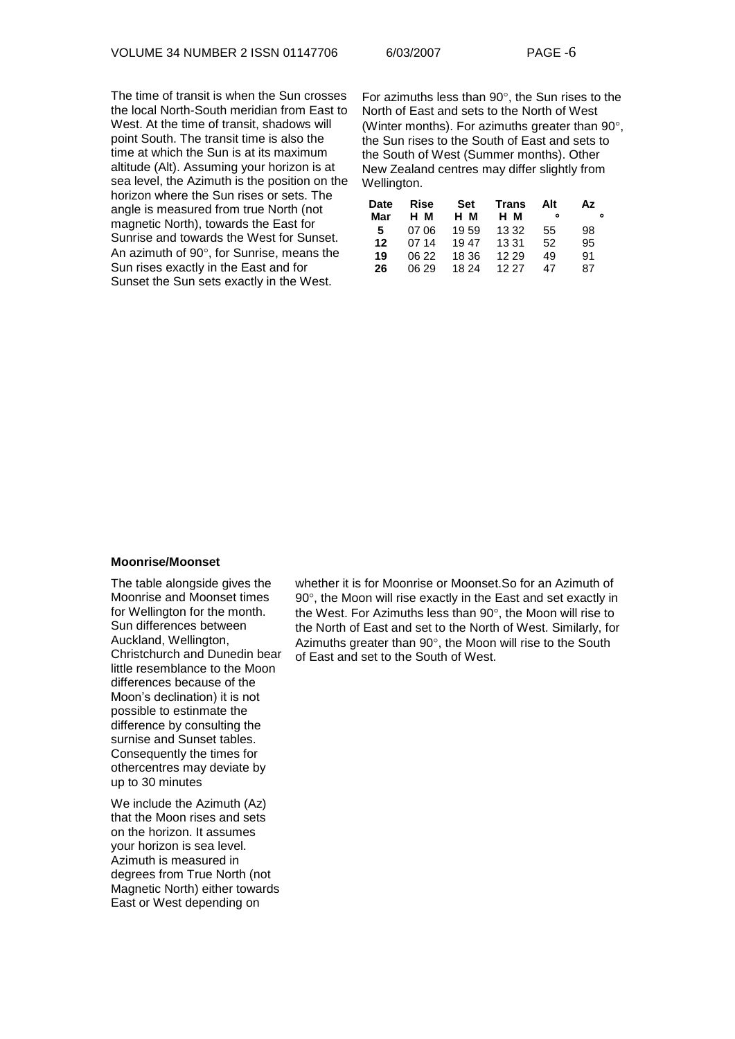The time of transit is when the Sun crosses the local North-South meridian from East to West. At the time of transit, shadows will point South. The transit time is also the time at which the Sun is at its maximum altitude (Alt). Assuming your horizon is at sea level, the Azimuth is the position on the horizon where the Sun rises or sets. The angle is measured from true North (not magnetic North), towards the East for Sunrise and towards the West for Sunset. An azimuth of 90°, for Sunrise, means the Sun rises exactly in the East and for Sunset the Sun sets exactly in the West.

For azimuths less than 90°, the Sun rises to the North of East and sets to the North of West (Winter months). For azimuths greater than 90°, the Sun rises to the South of East and sets to the South of West (Summer months). Other New Zealand centres may differ slightly from Wellington.

| Date Mar | Rise H M | Set H M | Trans H M | Alt ° | Az ° |
|---|---|---|---|---|---|
| **5** | 07 06 | 19 59 | 13 32 | 55 | 98 |
| **12** | 07 14 | 19 47 | 13 31 | 52 | 95 |
| **19** | 06 22 | 18 36 | 12 29 | 49 | 91 |
| **26** | 06 29 | 18 24 | 12 27 | 47 | 87 |

**Moonrise/Moonset**

The table alongside gives the Moonrise and Moonset times for Wellington for the month. Sun differences between Auckland, Wellington, Christchurch and Dunedin bear little resemblance to the Moon differences because of the Moon's declination) it is not possible to estinmate the difference by consulting the surnise and Sunset tables. Consequently the times for othercentres may deviate by up to 30 minutes

We include the Azimuth (Az) that the Moon rises and sets on the horizon. It assumes your horizon is sea level. Azimuth is measured in degrees from True North (not Magnetic North) either towards East or West depending on whether it is for Moonrise or Moonset.So for an Azimuth of 90°, the Moon will rise exactly in the East and set exactly in the West. For Azimuths less than 90°, the Moon will rise to the North of East and set to the North of West. Similarly, for Azimuths greater than 90°, the Moon will rise to the South of East and set to the South of West.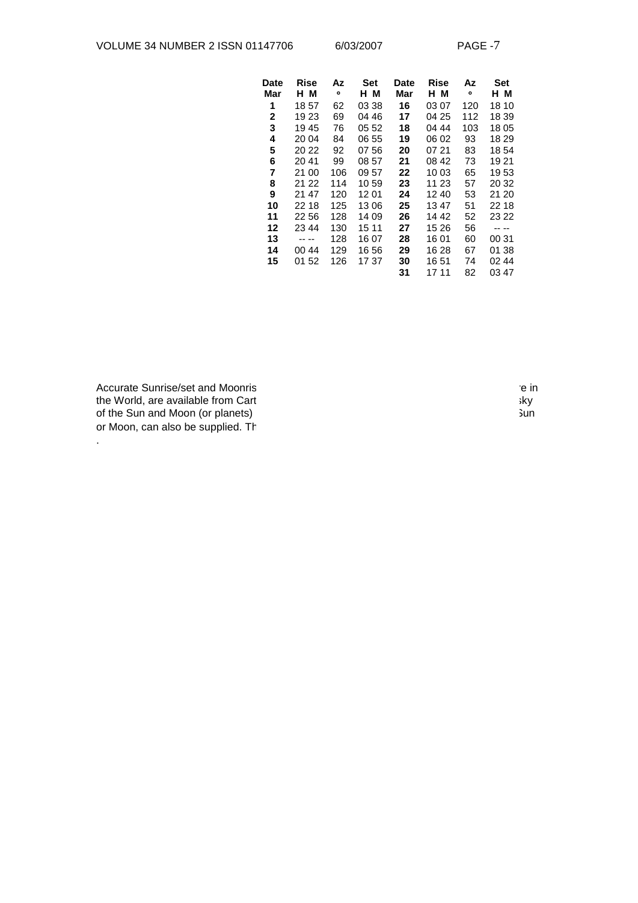| Date | Rise | Az | Set | Date | Rise | Az | Set |
|---|---|---|---|---|---|---|---|
| Mar | H M | ° | H M | Mar | H M | ° | H M |
| 1 | 18 57 | 62 | 03 38 | 16 | 03 07 | 120 | 18 10 |
| 2 | 19 23 | 69 | 04 46 | 17 | 04 25 | 112 | 18 39 |
| 3 | 19 45 | 76 | 05 52 | 18 | 04 44 | 103 | 18 05 |
| 4 | 20 04 | 84 | 06 55 | 19 | 06 02 | 93 | 18 29 |
| 5 | 20 22 | 92 | 07 56 | 20 | 07 21 | 83 | 18 54 |
| 6 | 20 41 | 99 | 08 57 | 21 | 08 42 | 73 | 19 21 |
| 7 | 21 00 | 106 | 09 57 | 22 | 10 03 | 65 | 19 53 |
| 8 | 21 22 | 114 | 10 59 | 23 | 11 23 | 57 | 20 32 |
| 9 | 21 47 | 120 | 12 01 | 24 | 12 40 | 53 | 21 20 |
| 10 | 22 18 | 125 | 13 06 | 25 | 13 47 | 51 | 22 18 |
| 11 | 22 56 | 128 | 14 09 | 26 | 14 42 | 52 | 23 22 |
| 12 | 23 44 | 130 | 15 11 | 27 | 15 26 | 56 | -- -- |
| 13 | -- -- | 128 | 16 07 | 28 | 16 01 | 60 | 00 31 |
| 14 | 00 44 | 129 | 16 56 | 29 | 16 28 | 67 | 01 38 |
| 15 | 01 52 | 126 | 17 37 | 30 | 16 51 | 74 | 02 44 |
| | | | | 31 | 17 11 | 82 | 03 47 |

Accurate Sunrise/set and Moonris ... e in the World, are available from Cart ... sky of the Sun and Moon (or planets) ... Sun or Moon, can also be supplied. Th

.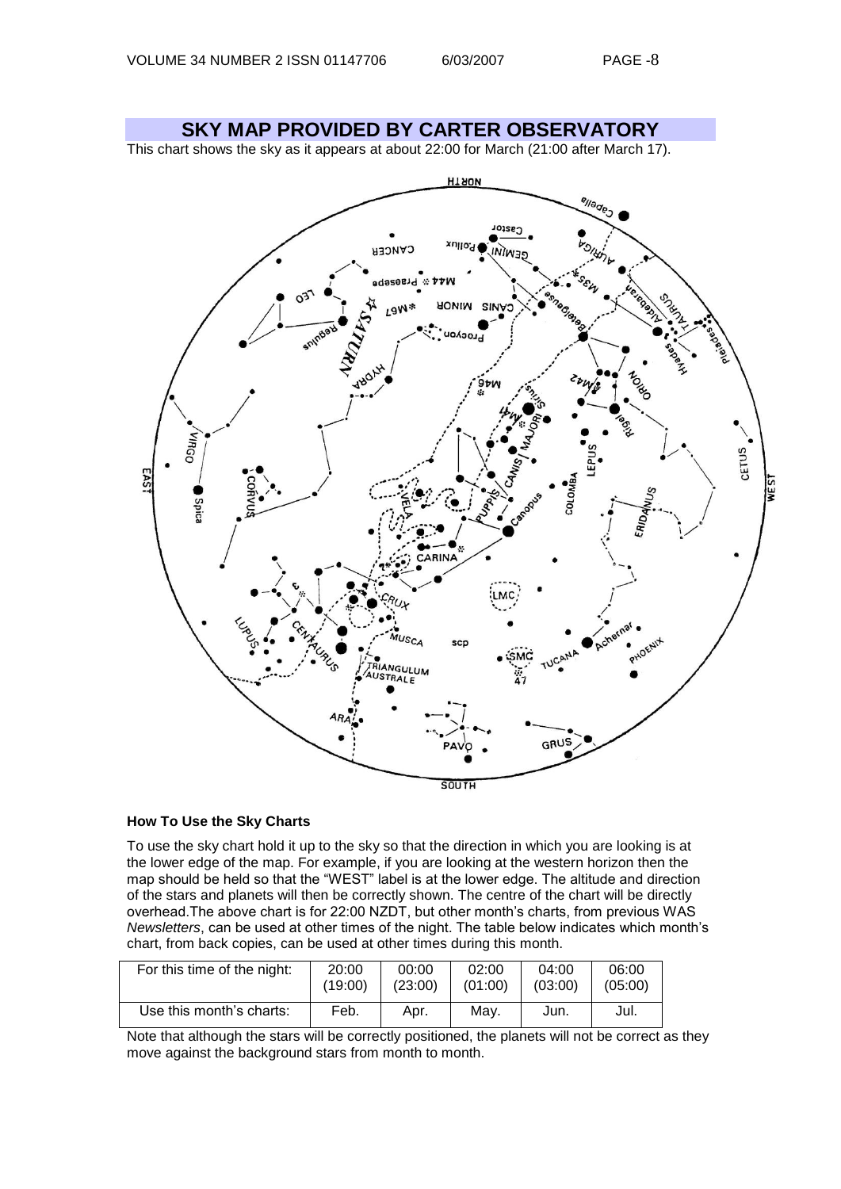## SKY MAP PROVIDED BY CARTER OBSERVATORY

This chart shows the sky as it appears at about 22:00 for March (21:00 after March 17).

### How To Use the Sky Charts

To use the sky chart hold it up to the sky so that the direction in which you are looking is at the lower edge of the map. For example, if you are looking at the western horizon then the map should be held so that the "WEST" label is at the lower edge. The altitude and direction of the stars and planets will then be correctly shown. The centre of the chart will be directly overhead.The above chart is for 22:00 NZDT, but other month's charts, from previous WAS *Newsletters*, can be used at other times of the night. The table below indicates which month's chart, from back copies, can be used at other times during this month.

| For this time of the night: | 20:00 (19:00) | 00:00 (23:00) | 02:00 (01:00) | 04:00 (03:00) | 06:00 (05:00) |
|---|---|---|---|---|---|
| Use this month's charts: | Feb. | Apr. | May. | Jun. | Jul. |

Note that although the stars will be correctly positioned, the planets will not be correct as they move against the background stars from month to month.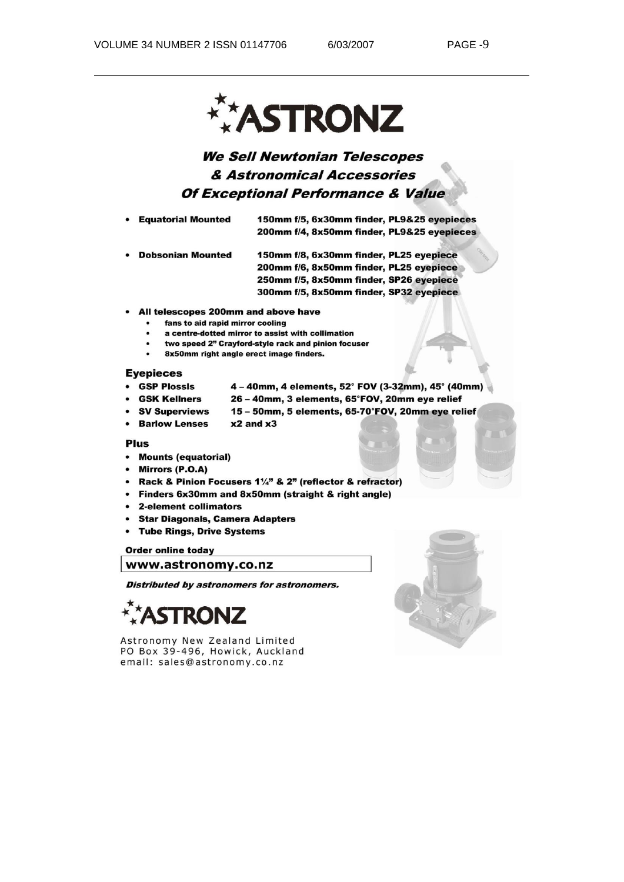# ASTRONZ

## *We Sell Newtonian Telescopes & Astronomical Accessories Of Exceptional Performance & Value*

- **Equatorial Mounted** — **150mm f/5, 6x30mm finder, PL9&25 eyepieces**; **200mm f/4, 8x50mm finder, PL9&25 eyepieces**
- **Dobsonian Mounted** — **150mm f/8, 6x30mm finder, PL25 eyepiece**; **200mm f/6, 8x50mm finder, PL25 eyepiece**; **250mm f/5, 8x50mm finder, SP26 eyepiece**; **300mm f/5, 8x50mm finder, SP32 eyepiece**
- **All telescopes 200mm and above have**
  - **fans to aid rapid mirror cooling**
  - **a centre-dotted mirror to assist with collimation**
  - **two speed 2" Crayford-style rack and pinion focuser**
  - **8x50mm right angle erect image finders.**

### Eyepieces

- **GSP Plossls** — **4 – 40mm, 4 elements, 52° FOV (3-32mm), 45° (40mm)**
- **GSK Kellners** — **26 – 40mm, 3 elements, 65°FOV, 20mm eye relief**
- **SV Superviews** — **15 – 50mm, 5 elements, 65-70°FOV, 20mm eye relief**
- **Barlow Lenses** — **x2 and x3**

### Plus

- **Mounts (equatorial)**
- **Mirrors (P.O.A)**
- **Rack & Pinion Focusers 1¼" & 2" (reflector & refractor)**
- **Finders 6x30mm and 8x50mm (straight & right angle)**
- **2-element collimators**
- **Star Diagonals, Camera Adapters**
- **Tube Rings, Drive Systems**

**Order online today**

**www.astronomy.co.nz**

***Distributed by astronomers for astronomers.***

**ASTRONZ**

Astronomy New Zealand Limited
PO Box 39-496, Howick, Auckland
email: sales@astronomy.co.nz